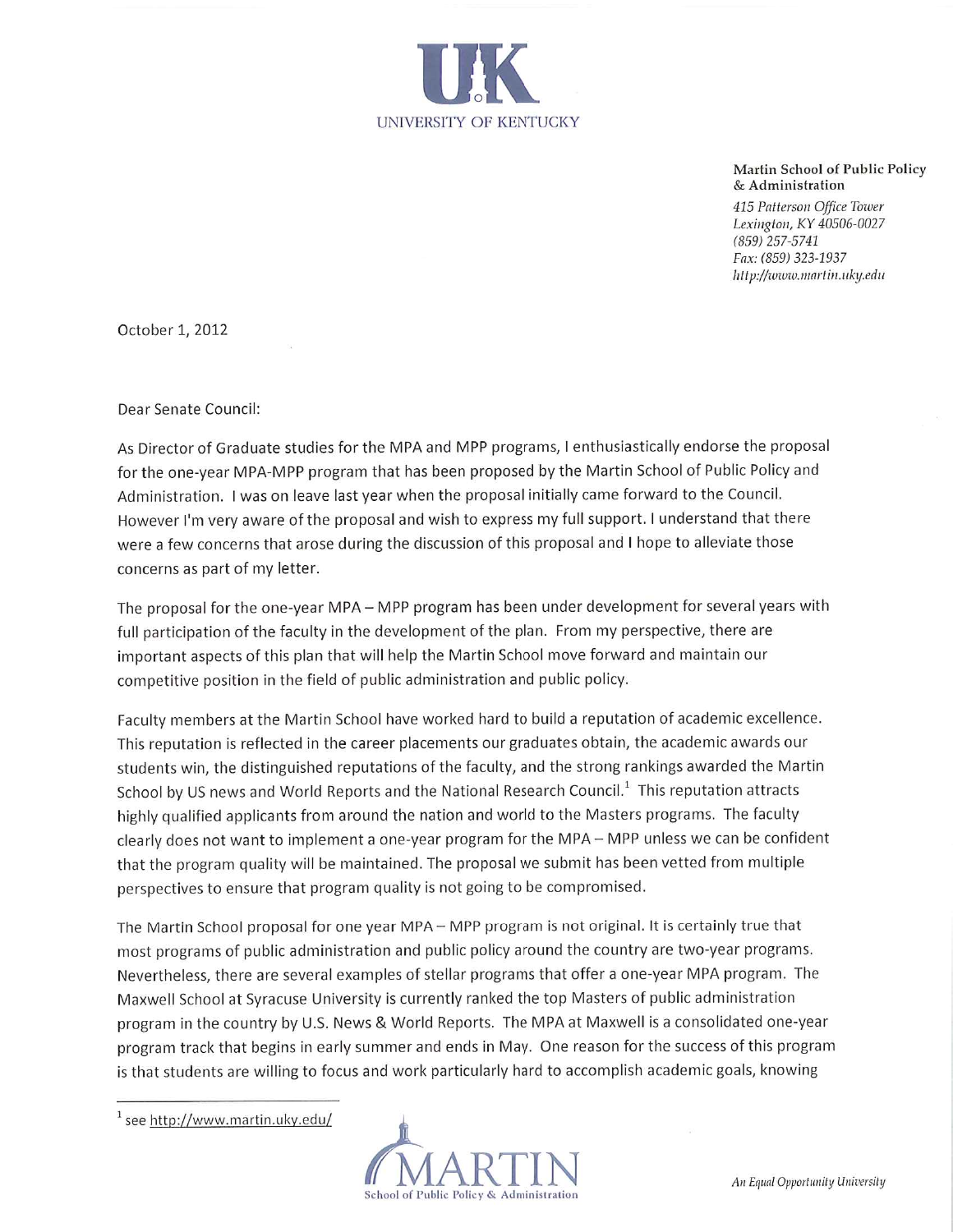UNIVERSITY OF KENTUCKY

**Martin School of Public Policy & Administration**
*415 Patterson Office Tower*
*Lexington, KY 40506-0027*
*(859) 257-5741*
*Fax: (859) 323-1937*
*http://www.martin.uky.edu*

October 1, 2012

Dear Senate Council:

As Director of Graduate studies for the MPA and MPP programs, I enthusiastically endorse the proposal for the one-year MPA-MPP program that has been proposed by the Martin School of Public Policy and Administration. I was on leave last year when the proposal initially came forward to the Council. However I'm very aware of the proposal and wish to express my full support. I understand that there were a few concerns that arose during the discussion of this proposal and I hope to alleviate those concerns as part of my letter.

The proposal for the one-year MPA – MPP program has been under development for several years with full participation of the faculty in the development of the plan. From my perspective, there are important aspects of this plan that will help the Martin School move forward and maintain our competitive position in the field of public administration and public policy.

Faculty members at the Martin School have worked hard to build a reputation of academic excellence. This reputation is reflected in the career placements our graduates obtain, the academic awards our students win, the distinguished reputations of the faculty, and the strong rankings awarded the Martin School by US news and World Reports and the National Research Council.[1] This reputation attracts highly qualified applicants from around the nation and world to the Masters programs. The faculty clearly does not want to implement a one-year program for the MPA – MPP unless we can be confident that the program quality will be maintained. The proposal we submit has been vetted from multiple perspectives to ensure that program quality is not going to be compromised.

The Martin School proposal for one year MPA – MPP program is not original. It is certainly true that most programs of public administration and public policy around the country are two-year programs. Nevertheless, there are several examples of stellar programs that offer a one-year MPA program. The Maxwell School at Syracuse University is currently ranked the top Masters of public administration program in the country by U.S. News & World Reports. The MPA at Maxwell is a consolidated one-year program track that begins in early summer and ends in May. One reason for the success of this program is that students are willing to focus and work particularly hard to accomplish academic goals, knowing

[1] see http://www.martin.uky.edu/

MARTIN School of Public Policy & Administration

*An Equal Opportunity University*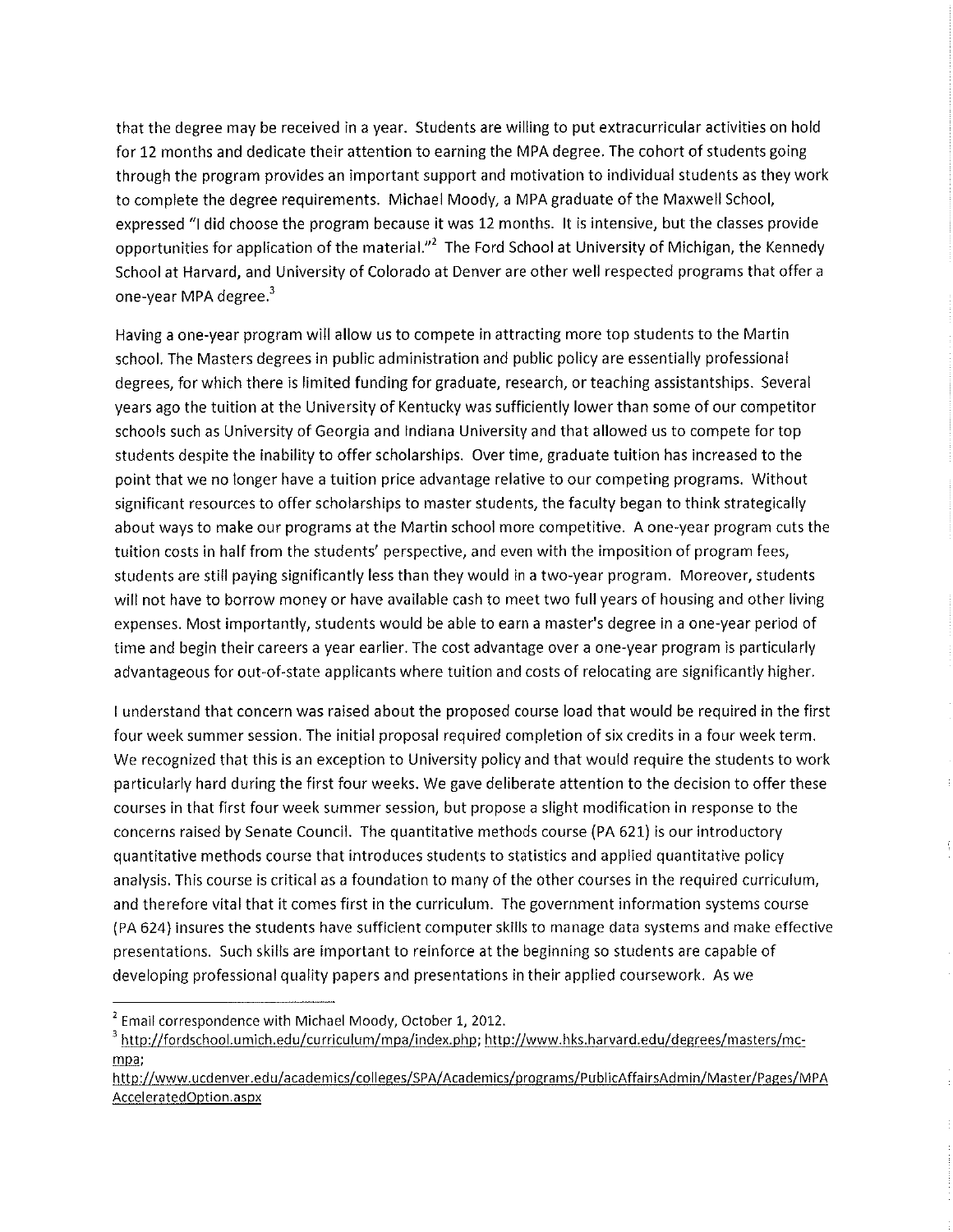that the degree may be received in a year. Students are willing to put extracurricular activities on hold for 12 months and dedicate their attention to earning the MPA degree. The cohort of students going through the program provides an important support and motivation to individual students as they work to complete the degree requirements. Michael Moody, a MPA graduate of the Maxwell School, expressed "I did choose the program because it was 12 months. It is intensive, but the classes provide opportunities for application of the material."[2] The Ford School at University of Michigan, the Kennedy School at Harvard, and University of Colorado at Denver are other well respected programs that offer a one-year MPA degree.[3]

Having a one-year program will allow us to compete in attracting more top students to the Martin school. The Masters degrees in public administration and public policy are essentially professional degrees, for which there is limited funding for graduate, research, or teaching assistantships. Several years ago the tuition at the University of Kentucky was sufficiently lower than some of our competitor schools such as University of Georgia and Indiana University and that allowed us to compete for top students despite the inability to offer scholarships. Over time, graduate tuition has increased to the point that we no longer have a tuition price advantage relative to our competing programs. Without significant resources to offer scholarships to master students, the faculty began to think strategically about ways to make our programs at the Martin school more competitive. A one-year program cuts the tuition costs in half from the students' perspective, and even with the imposition of program fees, students are still paying significantly less than they would in a two-year program. Moreover, students will not have to borrow money or have available cash to meet two full years of housing and other living expenses. Most importantly, students would be able to earn a master's degree in a one-year period of time and begin their careers a year earlier. The cost advantage over a one-year program is particularly advantageous for out-of-state applicants where tuition and costs of relocating are significantly higher.

I understand that concern was raised about the proposed course load that would be required in the first four week summer session. The initial proposal required completion of six credits in a four week term. We recognized that this is an exception to University policy and that would require the students to work particularly hard during the first four weeks. We gave deliberate attention to the decision to offer these courses in that first four week summer session, but propose a slight modification in response to the concerns raised by Senate Council. The quantitative methods course (PA 621) is our introductory quantitative methods course that introduces students to statistics and applied quantitative policy analysis. This course is critical as a foundation to many of the other courses in the required curriculum, and therefore vital that it comes first in the curriculum. The government information systems course (PA 624) insures the students have sufficient computer skills to manage data systems and make effective presentations. Such skills are important to reinforce at the beginning so students are capable of developing professional quality papers and presentations in their applied coursework. As we

---

[2] Email correspondence with Michael Moody, October 1, 2012.

[3] http://fordschool.umich.edu/curriculum/mpa/index.php; http://www.hks.harvard.edu/degrees/masters/mc-mpa; http://www.ucdenver.edu/academics/colleges/SPA/Academics/programs/PublicAffairsAdmin/Master/Pages/MPAAcceleratedOption.aspx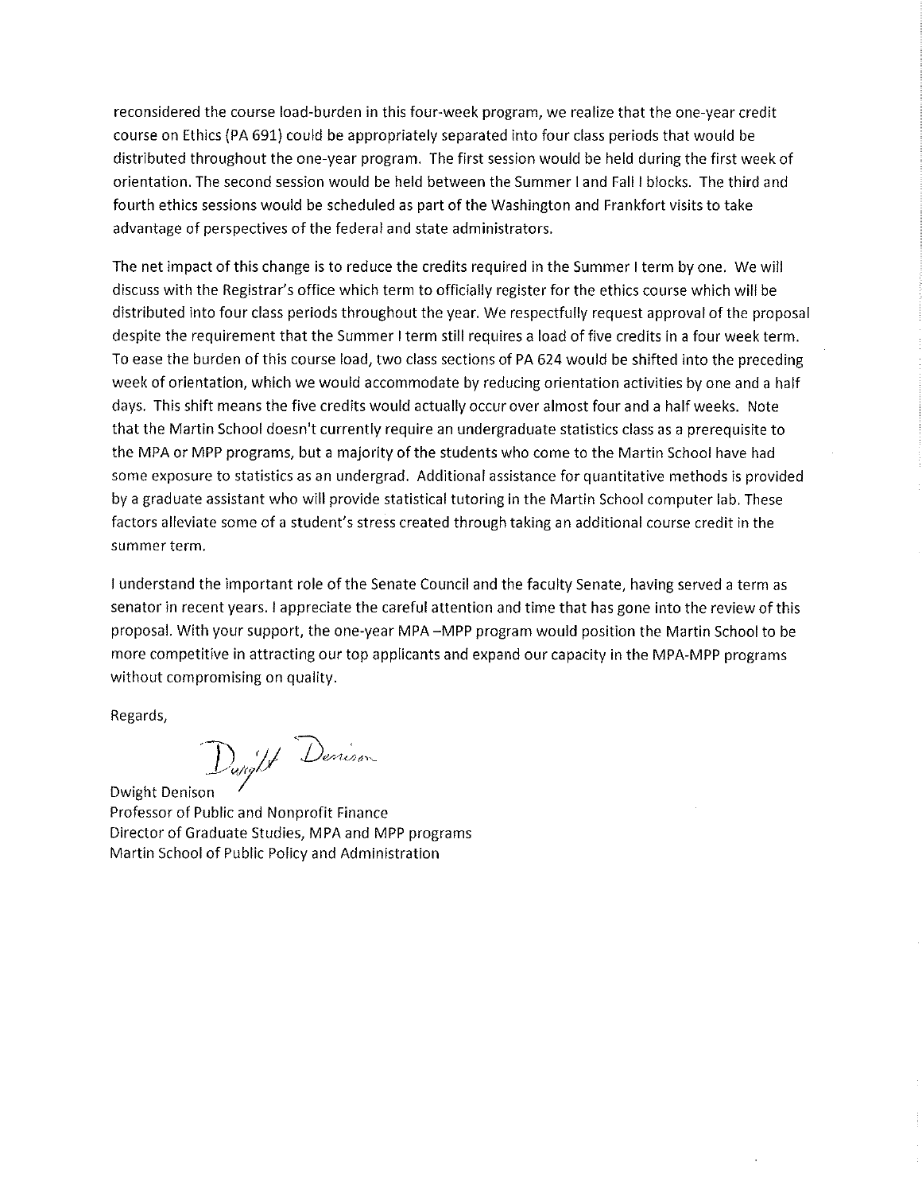reconsidered the course load-burden in this four-week program, we realize that the one-year credit course on Ethics (PA 691) could be appropriately separated into four class periods that would be distributed throughout the one-year program. The first session would be held during the first week of orientation. The second session would be held between the Summer I and Fall I blocks. The third and fourth ethics sessions would be scheduled as part of the Washington and Frankfort visits to take advantage of perspectives of the federal and state administrators.

The net impact of this change is to reduce the credits required in the Summer I term by one. We will discuss with the Registrar's office which term to officially register for the ethics course which will be distributed into four class periods throughout the year. We respectfully request approval of the proposal despite the requirement that the Summer I term still requires a load of five credits in a four week term. To ease the burden of this course load, two class sections of PA 624 would be shifted into the preceding week of orientation, which we would accommodate by reducing orientation activities by one and a half days. This shift means the five credits would actually occur over almost four and a half weeks. Note that the Martin School doesn't currently require an undergraduate statistics class as a prerequisite to the MPA or MPP programs, but a majority of the students who come to the Martin School have had some exposure to statistics as an undergrad. Additional assistance for quantitative methods is provided by a graduate assistant who will provide statistical tutoring in the Martin School computer lab. These factors alleviate some of a student's stress created through taking an additional course credit in the summer term.

I understand the important role of the Senate Council and the faculty Senate, having served a term as senator in recent years. I appreciate the careful attention and time that has gone into the review of this proposal. With your support, the one-year MPA –MPP program would position the Martin School to be more competitive in attracting our top applicants and expand our capacity in the MPA-MPP programs without compromising on quality.

Regards,

Dwight Denison

Dwight Denison
Professor of Public and Nonprofit Finance
Director of Graduate Studies, MPA and MPP programs
Martin School of Public Policy and Administration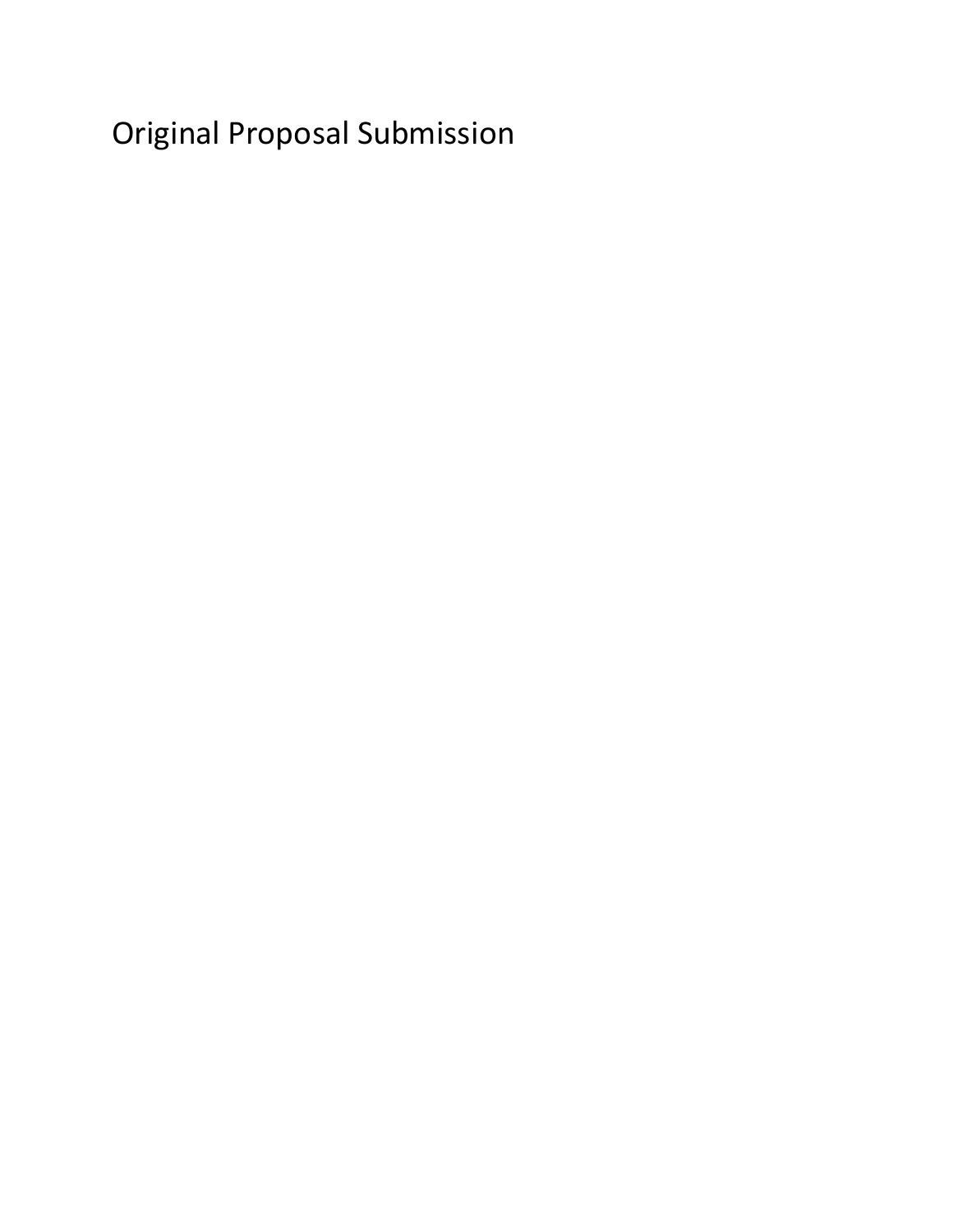# Original Proposal Submission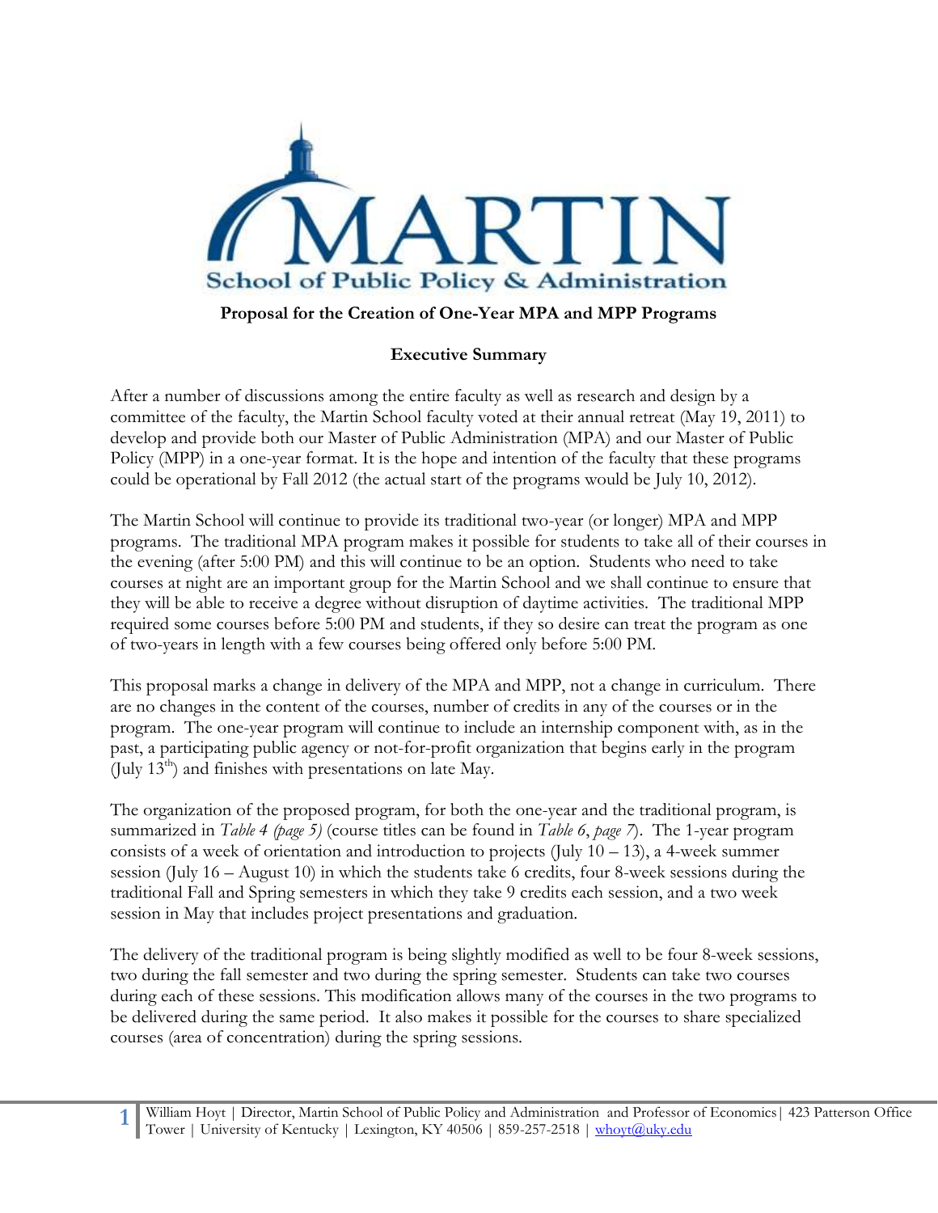**Proposal for the Creation of One-Year MPA and MPP Programs**

**Executive Summary**

After a number of discussions among the entire faculty as well as research and design by a committee of the faculty, the Martin School faculty voted at their annual retreat (May 19, 2011) to develop and provide both our Master of Public Administration (MPA) and our Master of Public Policy (MPP) in a one-year format. It is the hope and intention of the faculty that these programs could be operational by Fall 2012 (the actual start of the programs would be July 10, 2012).

The Martin School will continue to provide its traditional two-year (or longer) MPA and MPP programs. The traditional MPA program makes it possible for students to take all of their courses in the evening (after 5:00 PM) and this will continue to be an option. Students who need to take courses at night are an important group for the Martin School and we shall continue to ensure that they will be able to receive a degree without disruption of daytime activities. The traditional MPP required some courses before 5:00 PM and students, if they so desire can treat the program as one of two-years in length with a few courses being offered only before 5:00 PM.

This proposal marks a change in delivery of the MPA and MPP, not a change in curriculum. There are no changes in the content of the courses, number of credits in any of the courses or in the program. The one-year program will continue to include an internship component with, as in the past, a participating public agency or not-for-profit organization that begins early in the program (July 13th) and finishes with presentations on late May.

The organization of the proposed program, for both the one-year and the traditional program, is summarized in *Table 4 (page 5)* (course titles can be found in *Table 6*, *page 7*). The 1-year program consists of a week of orientation and introduction to projects (July 10 – 13), a 4-week summer session (July 16 – August 10) in which the students take 6 credits, four 8-week sessions during the traditional Fall and Spring semesters in which they take 9 credits each session, and a two week session in May that includes project presentations and graduation.

The delivery of the traditional program is being slightly modified as well to be four 8-week sessions, two during the fall semester and two during the spring semester. Students can take two courses during each of these sessions. This modification allows many of the courses in the two programs to be delivered during the same period. It also makes it possible for the courses to share specialized courses (area of concentration) during the spring sessions.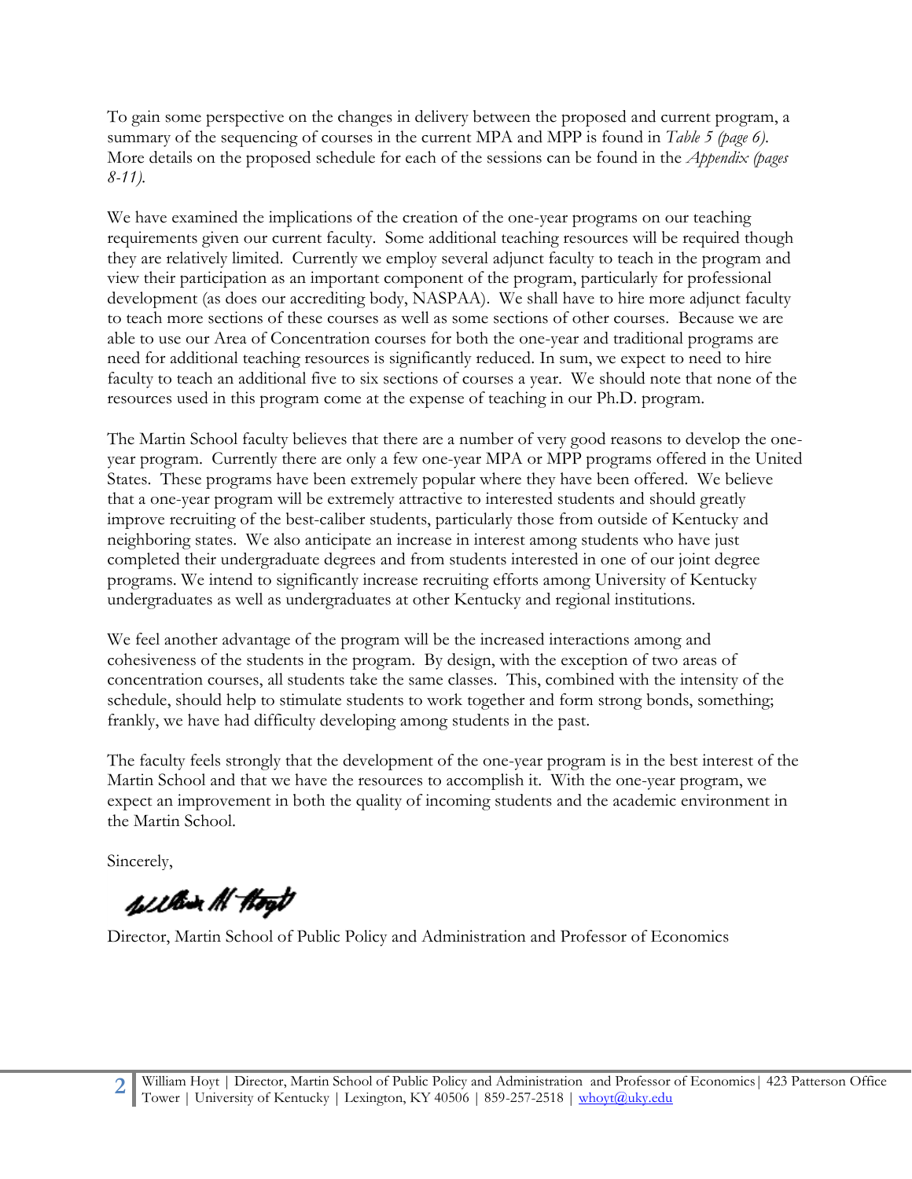To gain some perspective on the changes in delivery between the proposed and current program, a summary of the sequencing of courses in the current MPA and MPP is found in *Table 5 (page 6)*. More details on the proposed schedule for each of the sessions can be found in the *Appendix (pages 8-11)*.

We have examined the implications of the creation of the one-year programs on our teaching requirements given our current faculty. Some additional teaching resources will be required though they are relatively limited. Currently we employ several adjunct faculty to teach in the program and view their participation as an important component of the program, particularly for professional development (as does our accrediting body, NASPAA). We shall have to hire more adjunct faculty to teach more sections of these courses as well as some sections of other courses. Because we are able to use our Area of Concentration courses for both the one-year and traditional programs are need for additional teaching resources is significantly reduced. In sum, we expect to need to hire faculty to teach an additional five to six sections of courses a year. We should note that none of the resources used in this program come at the expense of teaching in our Ph.D. program.

The Martin School faculty believes that there are a number of very good reasons to develop the one-year program. Currently there are only a few one-year MPA or MPP programs offered in the United States. These programs have been extremely popular where they have been offered. We believe that a one-year program will be extremely attractive to interested students and should greatly improve recruiting of the best-caliber students, particularly those from outside of Kentucky and neighboring states. We also anticipate an increase in interest among students who have just completed their undergraduate degrees and from students interested in one of our joint degree programs. We intend to significantly increase recruiting efforts among University of Kentucky undergraduates as well as undergraduates at other Kentucky and regional institutions.

We feel another advantage of the program will be the increased interactions among and cohesiveness of the students in the program. By design, with the exception of two areas of concentration courses, all students take the same classes. This, combined with the intensity of the schedule, should help to stimulate students to work together and form strong bonds, something; frankly, we have had difficulty developing among students in the past.

The faculty feels strongly that the development of the one-year program is in the best interest of the Martin School and that we have the resources to accomplish it. With the one-year program, we expect an improvement in both the quality of incoming students and the academic environment in the Martin School.

Sincerely,

William H. Hoyt

Director, Martin School of Public Policy and Administration and Professor of Economics

William Hoyt | Director, Martin School of Public Policy and Administration and Professor of Economics | 423 Patterson Office Tower | University of Kentucky | Lexington, KY 40506 | 859-257-2518 | whoyt@uky.edu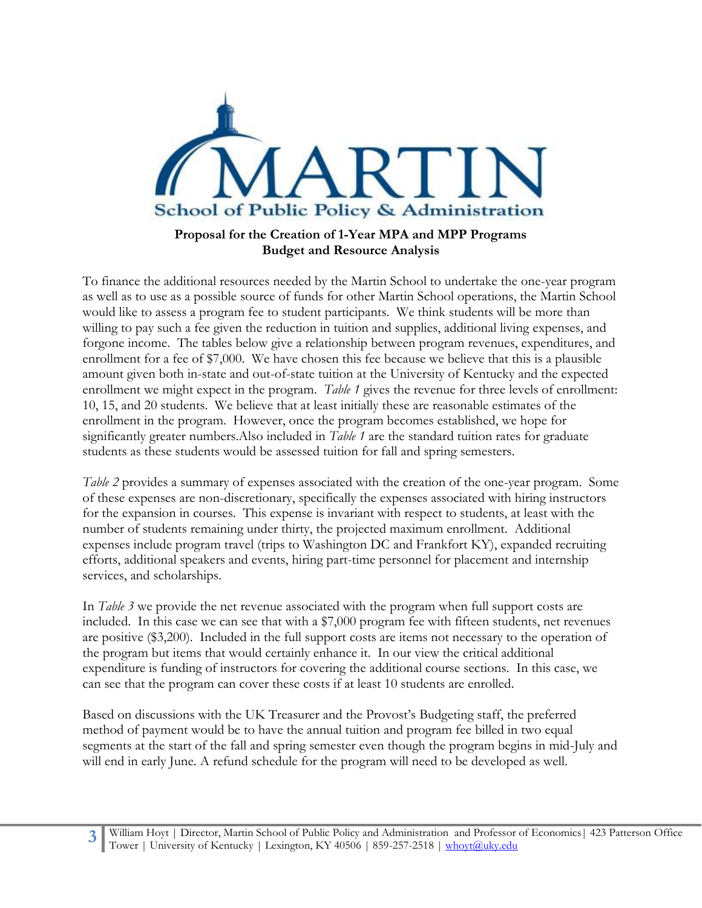**Proposal for the Creation of 1-Year MPA and MPP Programs**
**Budget and Resource Analysis**

To finance the additional resources needed by the Martin School to undertake the one-year program as well as to use as a possible source of funds for other Martin School operations, the Martin School would like to assess a program fee to student participants. We think students will be more than willing to pay such a fee given the reduction in tuition and supplies, additional living expenses, and forgone income. The tables below give a relationship between program revenues, expenditures, and enrollment for a fee of $7,000. We have chosen this fee because we believe that this is a plausible amount given both in-state and out-of-state tuition at the University of Kentucky and the expected enrollment we might expect in the program. *Table 1* gives the revenue for three levels of enrollment: 10, 15, and 20 students. We believe that at least initially these are reasonable estimates of the enrollment in the program. However, once the program becomes established, we hope for significantly greater numbers.Also included in *Table 1* are the standard tuition rates for graduate students as these students would be assessed tuition for fall and spring semesters.

*Table 2* provides a summary of expenses associated with the creation of the one-year program. Some of these expenses are non-discretionary, specifically the expenses associated with hiring instructors for the expansion in courses. This expense is invariant with respect to students, at least with the number of students remaining under thirty, the projected maximum enrollment. Additional expenses include program travel (trips to Washington DC and Frankfort KY), expanded recruiting efforts, additional speakers and events, hiring part-time personnel for placement and internship services, and scholarships.

In *Table 3* we provide the net revenue associated with the program when full support costs are included. In this case we can see that with a $7,000 program fee with fifteen students, net revenues are positive ($3,200). Included in the full support costs are items not necessary to the operation of the program but items that would certainly enhance it. In our view the critical additional expenditure is funding of instructors for covering the additional course sections. In this case, we can see that the program can cover these costs if at least 10 students are enrolled.

Based on discussions with the UK Treasurer and the Provost's Budgeting staff, the preferred method of payment would be to have the annual tuition and program fee billed in two equal segments at the start of the fall and spring semester even though the program begins in mid-July and will end in early June. A refund schedule for the program will need to be developed as well.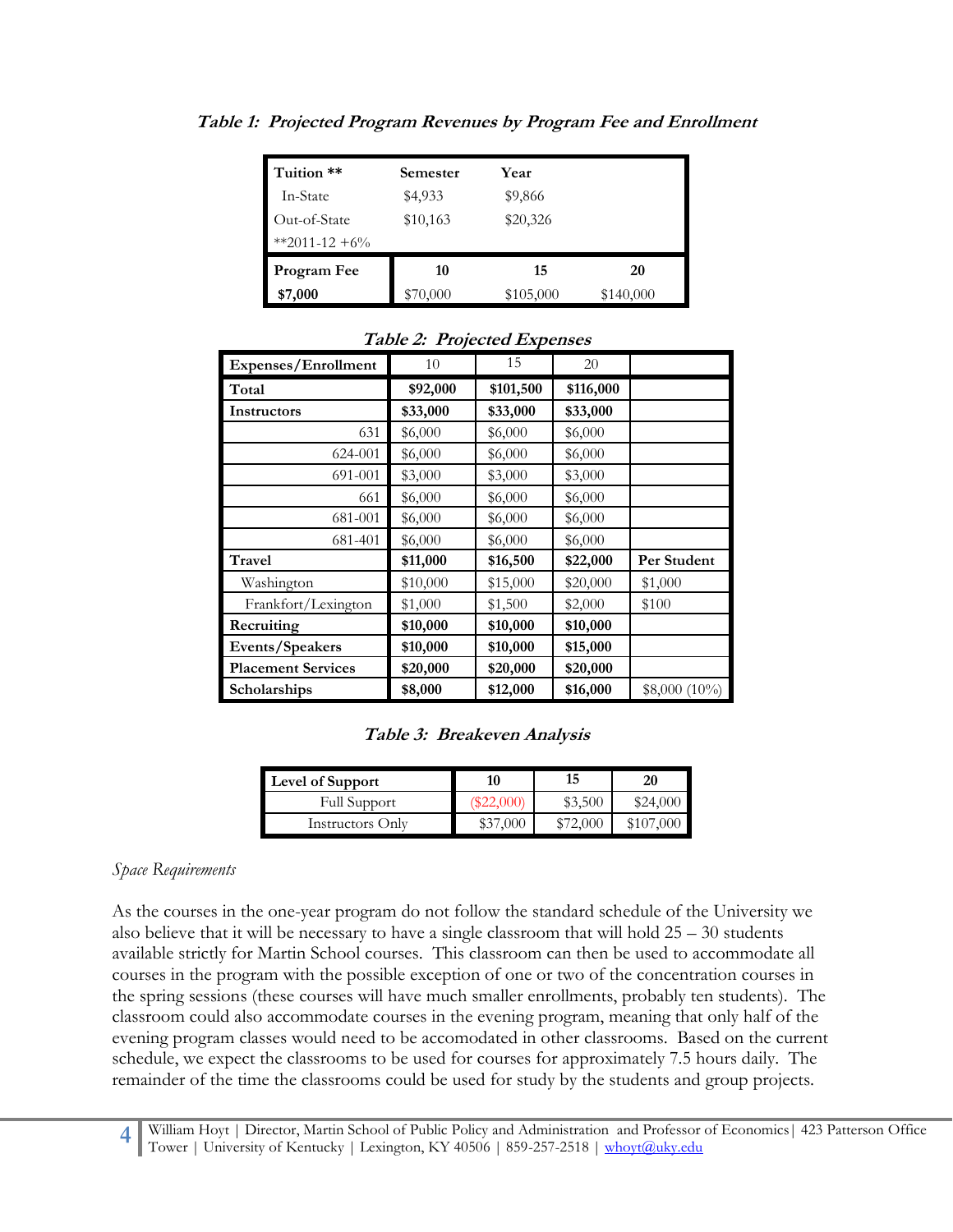***Table 1: Projected Program Revenues by Program Fee and Enrollment***

| **Tuition \*\*** | **Semester** | **Year** | |
|---|---|---|---|
| In-State | $4,933 | $9,866 | |
| Out-of-State | $10,163 | $20,326 | |
| **2011-12 +6% | | | |
| **Program Fee** | **10** | **15** | **20** |
| **$7,000** | $70,000 | $105,000 | $140,000 |

***Table 2: Projected Expenses***

| **Expenses/Enrollment** | 10 | 15 | 20 | |
|---|---|---|---|---|
| **Total** | **$92,000** | **$101,500** | **$116,000** | |
| **Instructors** | **$33,000** | **$33,000** | **$33,000** | |
| 631 | $6,000 | $6,000 | $6,000 | |
| 624-001 | $6,000 | $6,000 | $6,000 | |
| 691-001 | $3,000 | $3,000 | $3,000 | |
| 661 | $6,000 | $6,000 | $6,000 | |
| 681-001 | $6,000 | $6,000 | $6,000 | |
| 681-401 | $6,000 | $6,000 | $6,000 | |
| **Travel** | **$11,000** | **$16,500** | **$22,000** | **Per Student** |
| Washington | $10,000 | $15,000 | $20,000 | $1,000 |
| Frankfort/Lexington | $1,000 | $1,500 | $2,000 | $100 |
| **Recruiting** | **$10,000** | **$10,000** | **$10,000** | |
| **Events/Speakers** | **$10,000** | **$10,000** | **$15,000** | |
| **Placement Services** | **$20,000** | **$20,000** | **$20,000** | |
| **Scholarships** | **$8,000** | **$12,000** | **$16,000** | $8,000 (10%) |

***Table 3: Breakeven Analysis***

| **Level of Support** | **10** | **15** | **20** |
|---|---|---|---|
| Full Support | ($22,000) | $3,500 | $24,000 |
| Instructors Only | $37,000 | $72,000 | $107,000 |

*Space Requirements*

As the courses in the one-year program do not follow the standard schedule of the University we also believe that it will be necessary to have a single classroom that will hold 25 – 30 students available strictly for Martin School courses. This classroom can then be used to accommodate all courses in the program with the possible exception of one or two of the concentration courses in the spring sessions (these courses will have much smaller enrollments, probably ten students). The classroom could also accommodate courses in the evening program, meaning that only half of the evening program classes would need to be accomodated in other classrooms. Based on the current schedule, we expect the classrooms to be used for courses for approximately 7.5 hours daily. The remainder of the time the classrooms could be used for study by the students and group projects.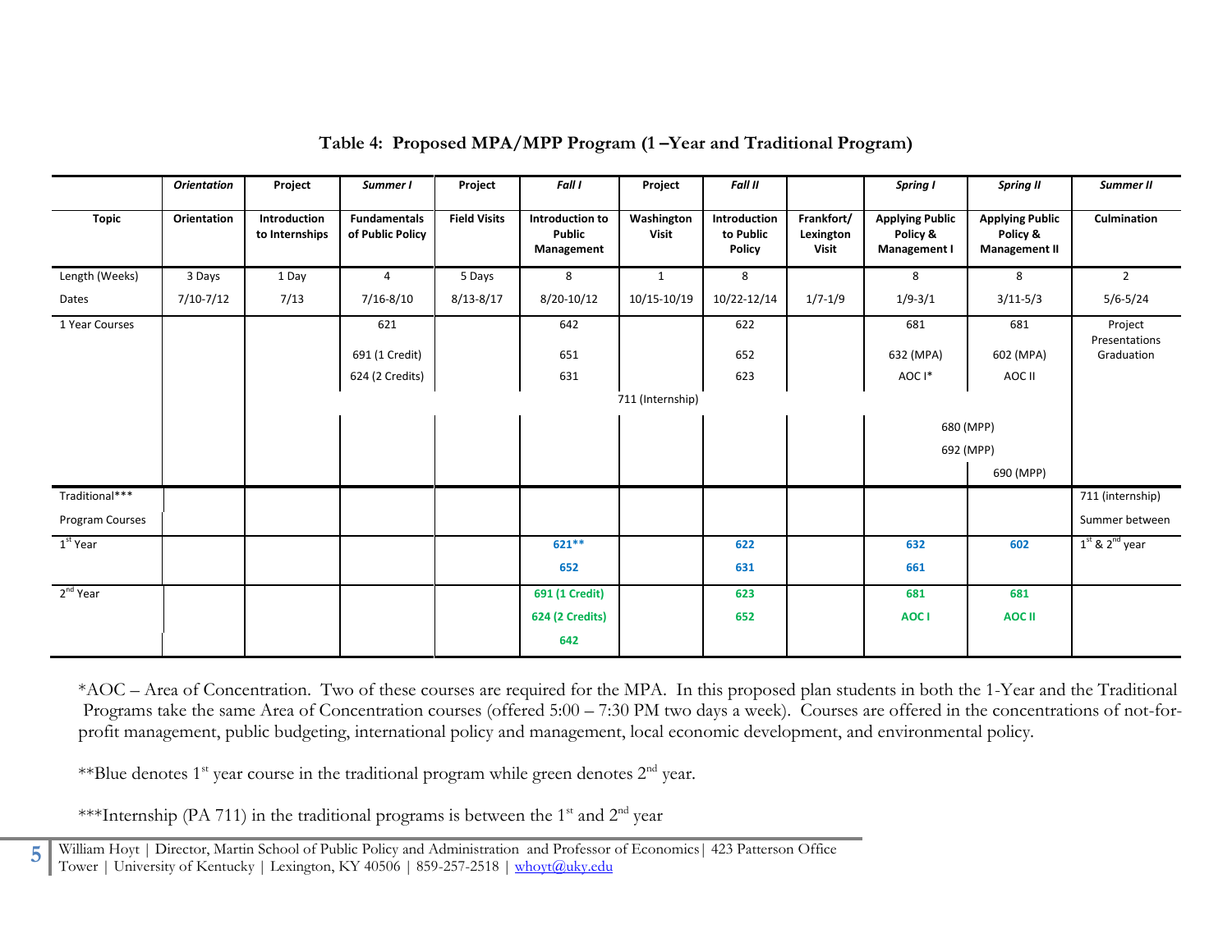**Table 4: Proposed MPA/MPP Program (1 –Year and Traditional Program)**

| | *Orientation* | Project | *Summer I* | Project | *Fall I* | Project | *Fall II* | | *Spring I* | *Spring II* | *Summer II* |
|---|---|---|---|---|---|---|---|---|---|---|---|
| **Topic** | **Orientation** | **Introduction to Internships** | **Fundamentals of Public Policy** | **Field Visits** | **Introduction to Public Management** | **Washington Visit** | **Introduction to Public Policy** | **Frankfort/ Lexington Visit** | **Applying Public Policy & Management I** | **Applying Public Policy & Management II** | **Culmination** |
| Length (Weeks) | 3 Days | 1 Day | 4 | 5 Days | 8 | 1 | 8 | | 8 | 8 | 2 |
| Dates | 7/10-7/12 | 7/13 | 7/16-8/10 | 8/13-8/17 | 8/20-10/12 | 10/15-10/19 | 10/22-12/14 | 1/7-1/9 | 1/9-3/1 | 3/11-5/3 | 5/6-5/24 |
| 1 Year Courses | | | 621 | | 642 | | 622 | | 681 | 681 | Project Presentations Graduation |
| | | | 691 (1 Credit) | | 651 | | 652 | | 632 (MPA) | 602 (MPA) | |
| | | | 624 (2 Credits) | | 631 | | 623 | | AOC I* | AOC II | |
| | | | | | | 711 (Internship) | | | | | |
| | | | | | | | | | 680 (MPP) | 680 (MPP) | |
| | | | | | | | | | 692 (MPP) | 692 (MPP) | |
| | | | | | | | | | | 690 (MPP) | |
| Traditional*** Program Courses | | | | | | | | | | | 711 (internship) Summer between |
| 1st Year | | | | | 621** | | 622 | | 632 | 602 | 1st & 2nd year |
| | | | | | 652 | | 631 | | 661 | | |
| 2nd Year | | | | | 691 (1 Credit) | | 623 | | 681 | 681 | |
| | | | | | 624 (2 Credits) | | 652 | | AOC I | AOC II | |
| | | | | | 642 | | | | | | |

*AOC – Area of Concentration. Two of these courses are required for the MPA. In this proposed plan students in both the 1-Year and the Traditional Programs take the same Area of Concentration courses (offered 5:00 – 7:30 PM two days a week). Courses are offered in the concentrations of not-for-profit management, public budgeting, international policy and management, local economic development, and environmental policy.

**Blue denotes 1st year course in the traditional program while green denotes 2nd year.

***Internship (PA 711) in the traditional programs is between the 1st and 2nd year

William Hoyt | Director, Martin School of Public Policy and Administration and Professor of Economics | 423 Patterson Office Tower | University of Kentucky | Lexington, KY 40506 | 859-257-2518 | whoyt@uky.edu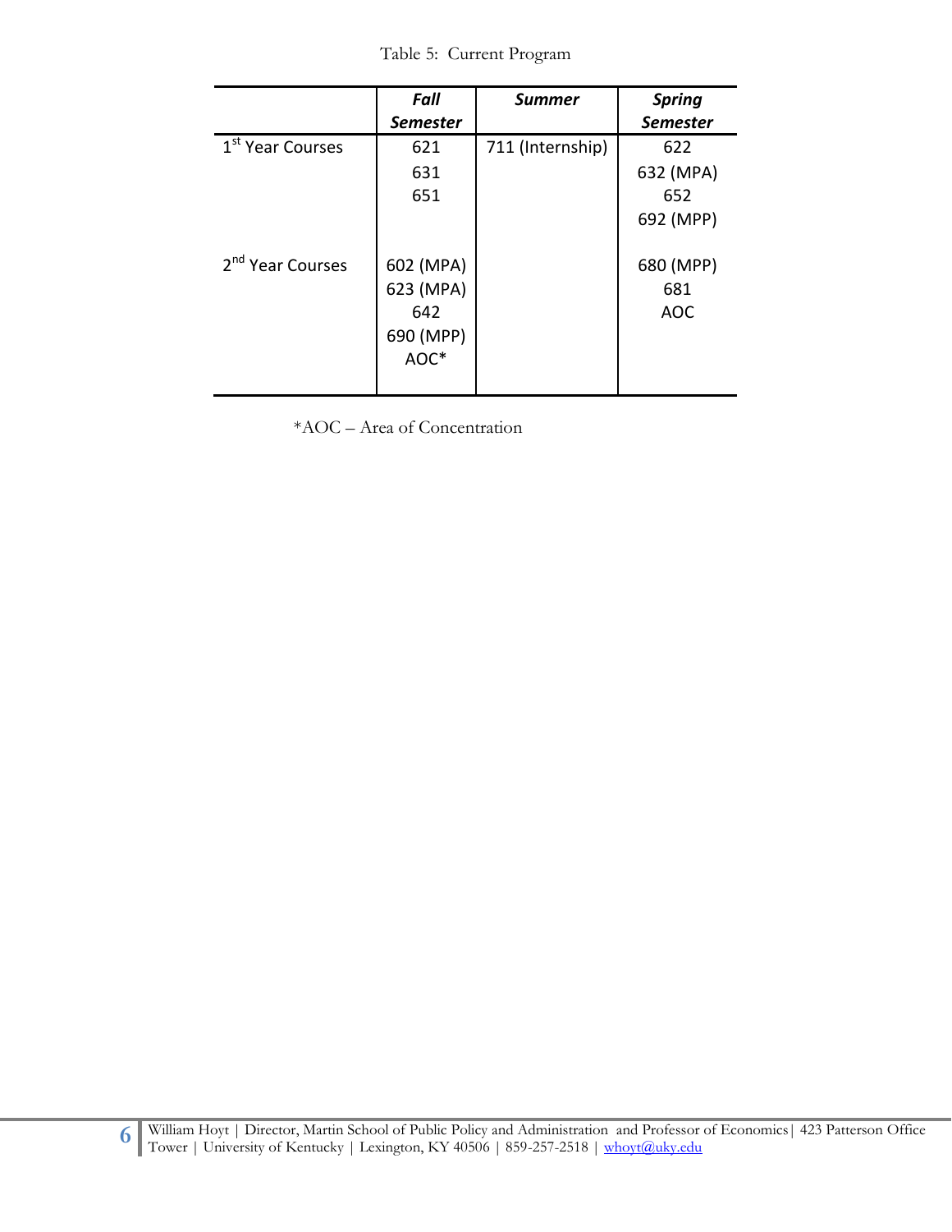Table 5: Current Program

| | ***Fall Semester*** | ***Summer*** | ***Spring Semester*** |
|---|---|---|---|
| 1st Year Courses | 621 | 711 (Internship) | 622 |
| | 631 | | 632 (MPA) |
| | 651 | | 652 |
| | | | 692 (MPP) |
| 2nd Year Courses | 602 (MPA) | | 680 (MPP) |
| | 623 (MPA) | | 681 |
| | 642 | | AOC |
| | 690 (MPP) | | |
| | AOC* | | |

*AOC – Area of Concentration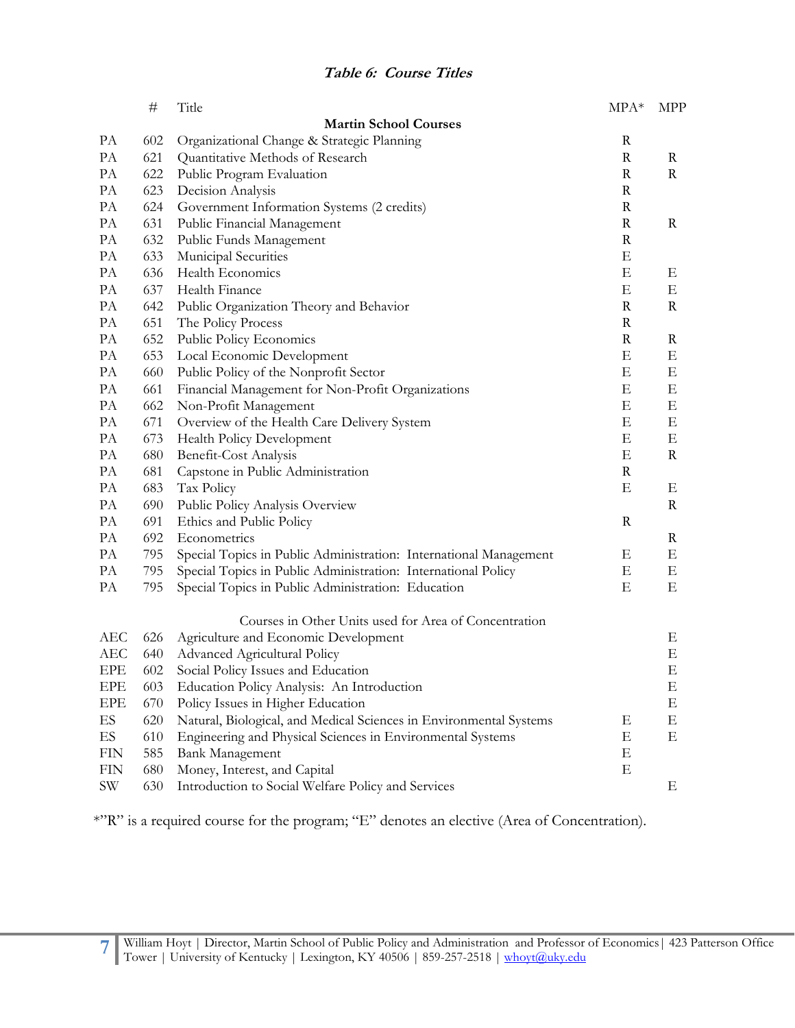***Table 6: Course Titles***

| | # | Title | MPA* | MPP |
|---|---|---|---|---|
| | | **Martin School Courses** | | |
| PA | 602 | Organizational Change & Strategic Planning | R | |
| PA | 621 | Quantitative Methods of Research | R | R |
| PA | 622 | Public Program Evaluation | R | R |
| PA | 623 | Decision Analysis | R | |
| PA | 624 | Government Information Systems (2 credits) | R | |
| PA | 631 | Public Financial Management | R | R |
| PA | 632 | Public Funds Management | R | |
| PA | 633 | Municipal Securities | E | |
| PA | 636 | Health Economics | E | E |
| PA | 637 | Health Finance | E | E |
| PA | 642 | Public Organization Theory and Behavior | R | R |
| PA | 651 | The Policy Process | R | |
| PA | 652 | Public Policy Economics | R | R |
| PA | 653 | Local Economic Development | E | E |
| PA | 660 | Public Policy of the Nonprofit Sector | E | E |
| PA | 661 | Financial Management for Non-Profit Organizations | E | E |
| PA | 662 | Non-Profit Management | E | E |
| PA | 671 | Overview of the Health Care Delivery System | E | E |
| PA | 673 | Health Policy Development | E | E |
| PA | 680 | Benefit-Cost Analysis | E | R |
| PA | 681 | Capstone in Public Administration | R | |
| PA | 683 | Tax Policy | E | E |
| PA | 690 | Public Policy Analysis Overview | | R |
| PA | 691 | Ethics and Public Policy | R | |
| PA | 692 | Econometrics | | R |
| PA | 795 | Special Topics in Public Administration: International Management | E | E |
| PA | 795 | Special Topics in Public Administration: International Policy | E | E |
| PA | 795 | Special Topics in Public Administration: Education | E | E |
| | | Courses in Other Units used for Area of Concentration | | |
| AEC | 626 | Agriculture and Economic Development | | E |
| AEC | 640 | Advanced Agricultural Policy | | E |
| EPE | 602 | Social Policy Issues and Education | | E |
| EPE | 603 | Education Policy Analysis: An Introduction | | E |
| EPE | 670 | Policy Issues in Higher Education | | E |
| ES | 620 | Natural, Biological, and Medical Sciences in Environmental Systems | E | E |
| ES | 610 | Engineering and Physical Sciences in Environmental Systems | E | E |
| FIN | 585 | Bank Management | E | |
| FIN | 680 | Money, Interest, and Capital | E | |
| SW | 630 | Introduction to Social Welfare Policy and Services | | E |

*"R" is a required course for the program; "E" denotes an elective (Area of Concentration).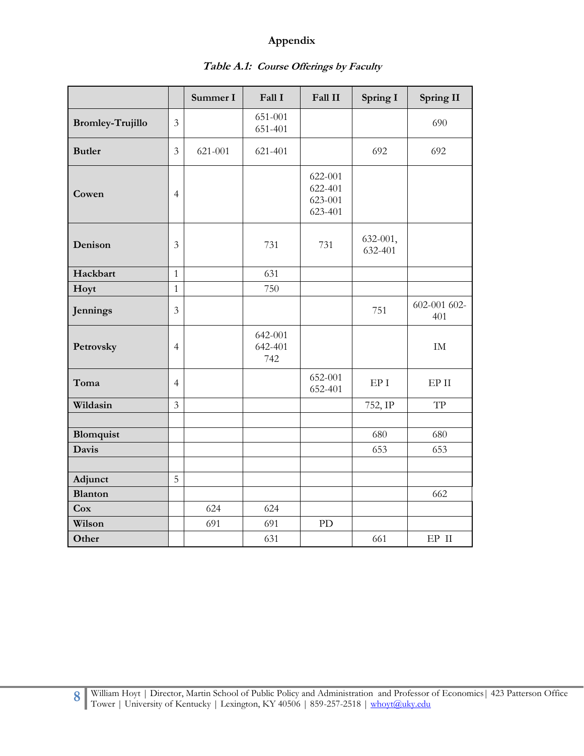# Appendix

***Table A.1: Course Offerings by Faculty***

| | | Summer I | Fall I | Fall II | Spring I | Spring II |
|---|---|---|---|---|---|---|
| **Bromley-Trujillo** | 3 | | 651-001 651-401 | | | 690 |
| **Butler** | 3 | 621-001 | 621-401 | | 692 | 692 |
| **Cowen** | 4 | | | 622-001 622-401 623-001 623-401 | | |
| **Denison** | 3 | | 731 | 731 | 632-001, 632-401 | |
| **Hackbart** | 1 | | 631 | | | |
| **Hoyt** | 1 | | 750 | | | |
| **Jennings** | 3 | | | | 751 | 602-001 602-401 |
| **Petrovsky** | 4 | | 642-001 642-401 742 | | | IM |
| **Toma** | 4 | | | 652-001 652-401 | EP I | EP II |
| **Wildasin** | 3 | | | | 752, IP | TP |
| | | | | | | |
| **Blomquist** | | | | | 680 | 680 |
| **Davis** | | | | | 653 | 653 |
| | | | | | | |
| **Adjunct** | 5 | | | | | |
| **Blanton** | | | | | | 662 |
| **Cox** | | 624 | 624 | | | |
| **Wilson** | | 691 | 691 | PD | | |
| **Other** | | | 631 | | 661 | EP II |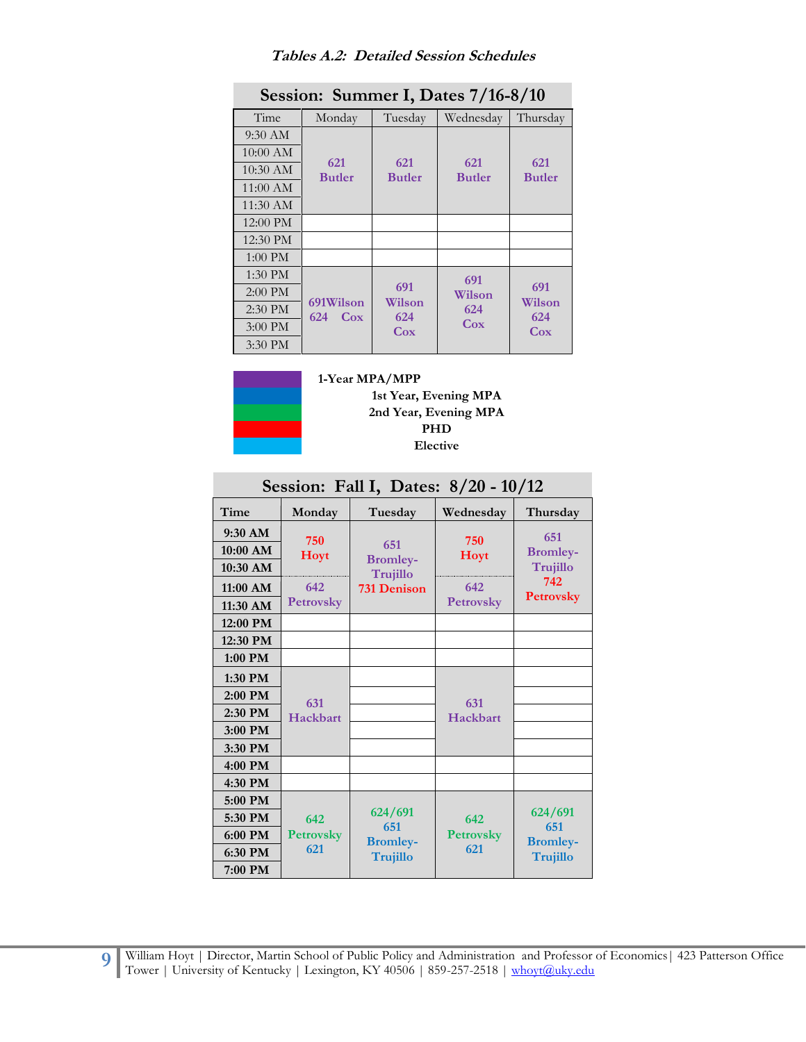*Tables A.2: Detailed Session Schedules*

**Session: Summer I, Dates 7/16-8/10**

| Time | Monday | Tuesday | Wednesday | Thursday |
|---|---|---|---|---|
| 9:30 AM | 621 Butler | 621 Butler | 621 Butler | 621 Butler |
| 10:00 AM | | | | |
| 10:30 AM | | | | |
| 11:00 AM | | | | |
| 11:30 AM | | | | |
| 12:00 PM | | | | |
| 12:30 PM | | | | |
| 1:00 PM | | | | |
| 1:30 PM | 691Wilson 624 Cox | 691 Wilson 624 Cox | 691 Wilson 624 Cox | 691 Wilson 624 Cox |
| 2:00 PM | | | | |
| 2:30 PM | | | | |
| 3:00 PM | | | | |
| 3:30 PM | | | | |

**1-Year MPA/MPP**
**1st Year, Evening MPA**
**2nd Year, Evening MPA**
**PHD**
**Elective**

**Session: Fall I, Dates: 8/20 - 10/12**

| Time | Monday | Tuesday | Wednesday | Thursday |
|---|---|---|---|---|
| 9:30 AM | 750 Hoyt | 651 Bromley-Trujillo 731 Denison | 750 Hoyt | 651 Bromley-Trujillo 742 Petrovsky |
| 10:00 AM | | | | |
| 10:30 AM | | | | |
| 11:00 AM | 642 Petrovsky | | 642 Petrovsky | |
| 11:30 AM | | | | |
| 12:00 PM | | | | |
| 12:30 PM | | | | |
| 1:00 PM | | | | |
| 1:30 PM | 631 Hackbart | | 631 Hackbart | |
| 2:00 PM | | | | |
| 2:30 PM | | | | |
| 3:00 PM | | | | |
| 3:30 PM | | | | |
| 4:00 PM | | | | |
| 4:30 PM | | | | |
| 5:00 PM | 642 Petrovsky 621 | 624/691 651 Bromley-Trujillo | 642 Petrovsky 621 | 624/691 651 Bromley-Trujillo |
| 5:30 PM | | | | |
| 6:00 PM | | | | |
| 6:30 PM | | | | |
| 7:00 PM | | | | |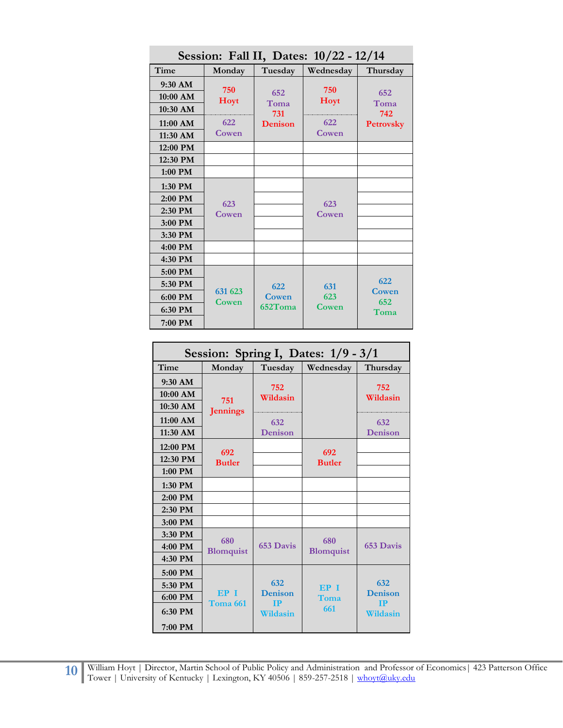| Session: Fall II, Dates: 10/22 - 12/14 | | | | |
|---|---|---|---|---|
| **Time** | **Monday** | **Tuesday** | **Wednesday** | **Thursday** |
| 9:30 AM | 750 Hoyt | 652 Toma 731 Denison | 750 Hoyt | 652 Toma 742 Petrovsky |
| 10:00 AM | | | | |
| 10:30 AM | | | | |
| 11:00 AM | 622 Cowen | | 622 Cowen | |
| 11:30 AM | | | | |
| 12:00 PM | | | | |
| 12:30 PM | | | | |
| 1:00 PM | | | | |
| 1:30 PM | 623 Cowen | | 623 Cowen | |
| 2:00 PM | | | | |
| 2:30 PM | | | | |
| 3:00 PM | | | | |
| 3:30 PM | | | | |
| 4:00 PM | | | | |
| 4:30 PM | | | | |
| 5:00 PM | 631 623 Cowen | 622 Cowen 652Toma | 631 623 Cowen | 622 Cowen 652 Toma |
| 5:30 PM | | | | |
| 6:00 PM | | | | |
| 6:30 PM | | | | |
| 7:00 PM | | | | |

| Session: Spring I, Dates: 1/9 - 3/1 | | | | |
|---|---|---|---|---|
| **Time** | **Monday** | **Tuesday** | **Wednesday** | **Thursday** |
| 9:30 AM | 751 Jennings | 752 Wildasin | | 752 Wildasin |
| 10:00 AM | | | | |
| 10:30 AM | | | | |
| 11:00 AM | | 632 Denison | | 632 Denison |
| 11:30 AM | | | | |
| 12:00 PM | 692 Butler | | 692 Butler | |
| 12:30 PM | | | | |
| 1:00 PM | | | | |
| 1:30 PM | | | | |
| 2:00 PM | | | | |
| 2:30 PM | | | | |
| 3:00 PM | | | | |
| 3:30 PM | 680 Blomquist | 653 Davis | 680 Blomquist | 653 Davis |
| 4:00 PM | | | | |
| 4:30 PM | | | | |
| 5:00 PM | EP I Toma 661 | 632 Denison IP Wildasin | EP I Toma 661 | 632 Denison IP Wildasin |
| 5:30 PM | | | | |
| 6:00 PM | | | | |
| 6:30 PM | | | | |
| 7:00 PM | | | | |

William Hoyt | Director, Martin School of Public Policy and Administration and Professor of Economics | 423 Patterson Office Tower | University of Kentucky | Lexington, KY 40506 | 859-257-2518 | whoyt@uky.edu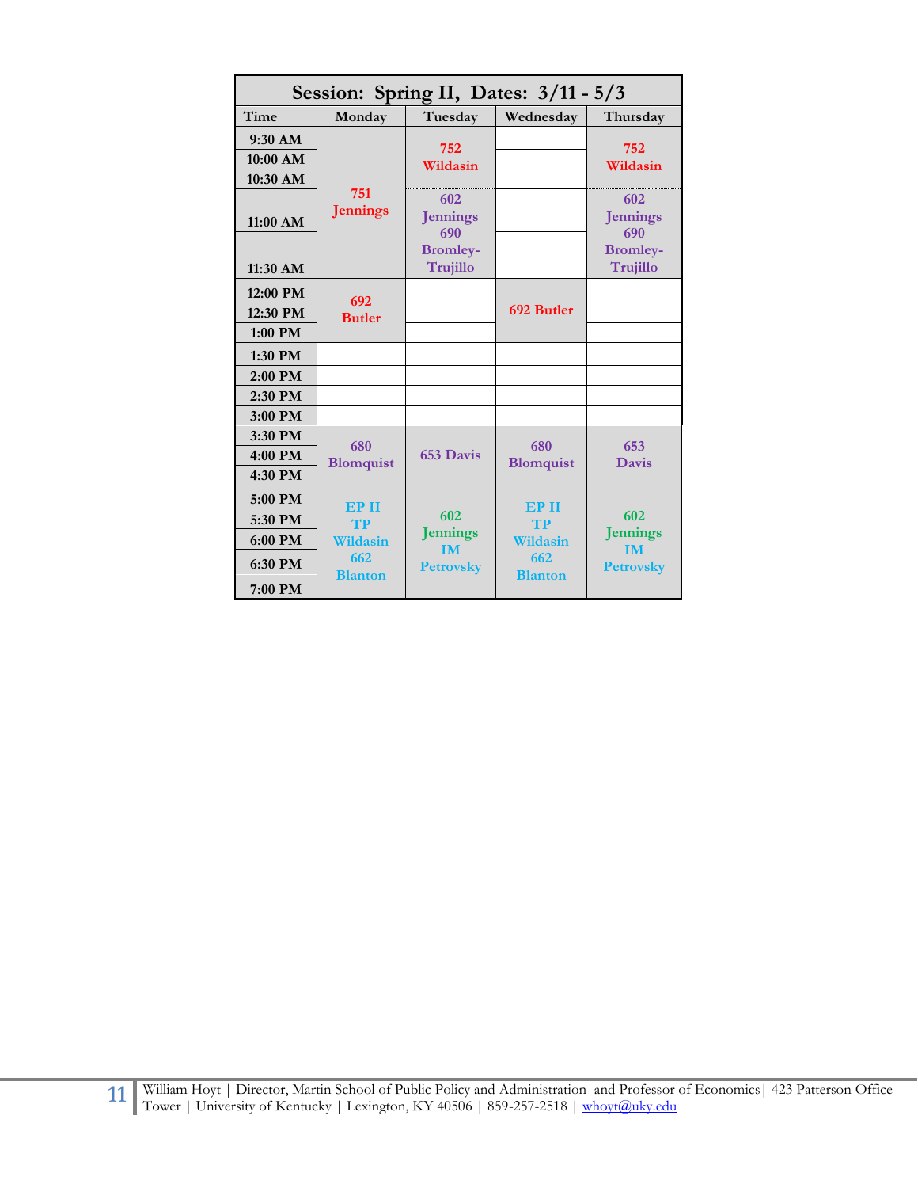| Session: Spring II, Dates: 3/11 - 5/3 | | | | |
|---|---|---|---|---|
| Time | Monday | Tuesday | Wednesday | Thursday |
| 9:30 AM | 751 Jennings | 752 Wildasin | | 752 Wildasin |
| 10:00 AM | | | | |
| 10:30 AM | | | | |
| 11:00 AM | | 602 Jennings 690 Bromley-Trujillo | | 602 Jennings 690 Bromley-Trujillo |
| 11:30 AM | | | | |
| 12:00 PM | 692 Butler | | 692 Butler | |
| 12:30 PM | | | | |
| 1:00 PM | | | | |
| 1:30 PM | | | | |
| 2:00 PM | | | | |
| 2:30 PM | | | | |
| 3:00 PM | | | | |
| 3:30 PM | 680 Blomquist | 653 Davis | 680 Blomquist | 653 Davis |
| 4:00 PM | | | | |
| 4:30 PM | | | | |
| 5:00 PM | EP II TP Wildasin 662 Blanton | 602 Jennings IM Petrovsky | EP II TP Wildasin 662 Blanton | 602 Jennings IM Petrovsky |
| 5:30 PM | | | | |
| 6:00 PM | | | | |
| 6:30 PM | | | | |
| 7:00 PM | | | | |

William Hoyt | Director, Martin School of Public Policy and Administration and Professor of Economics| 423 Patterson Office Tower | University of Kentucky | Lexington, KY 40506 | 859-257-2518 | whoyt@uky.edu